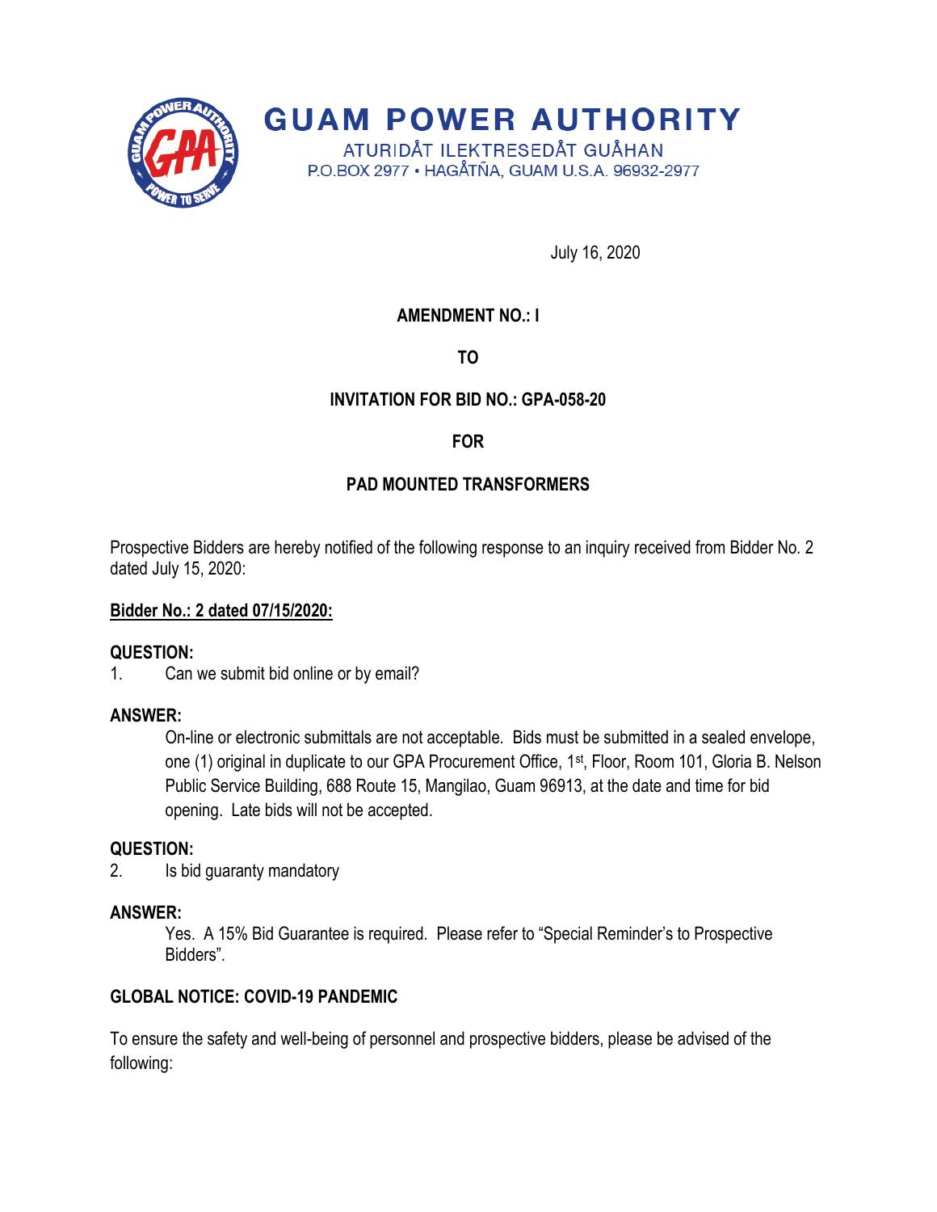# GUAM POWER AUTHORITY

ATURIDÅT ILEKTRESEDÅT GUÅHAN
P.O.BOX 2977 • HAGÅTÑA, GUAM U.S.A. 96932-2977

July 16, 2020

**AMENDMENT NO.: I**

**TO**

**INVITATION FOR BID NO.: GPA-058-20**

**FOR**

**PAD MOUNTED TRANSFORMERS**

Prospective Bidders are hereby notified of the following response to an inquiry received from Bidder No. 2 dated July 15, 2020:

**<u>Bidder No.: 2 dated 07/15/2020:</u>**

**QUESTION:**

1. Can we submit bid online or by email?

**ANSWER:**

On-line or electronic submittals are not acceptable. Bids must be submitted in a sealed envelope, one (1) original in duplicate to our GPA Procurement Office, 1st, Floor, Room 101, Gloria B. Nelson Public Service Building, 688 Route 15, Mangilao, Guam 96913, at the date and time for bid opening. Late bids will not be accepted.

**QUESTION:**

2. Is bid guaranty mandatory

**ANSWER:**

Yes. A 15% Bid Guarantee is required. Please refer to "Special Reminder's to Prospective Bidders".

**GLOBAL NOTICE: COVID-19 PANDEMIC**

To ensure the safety and well-being of personnel and prospective bidders, please be advised of the following: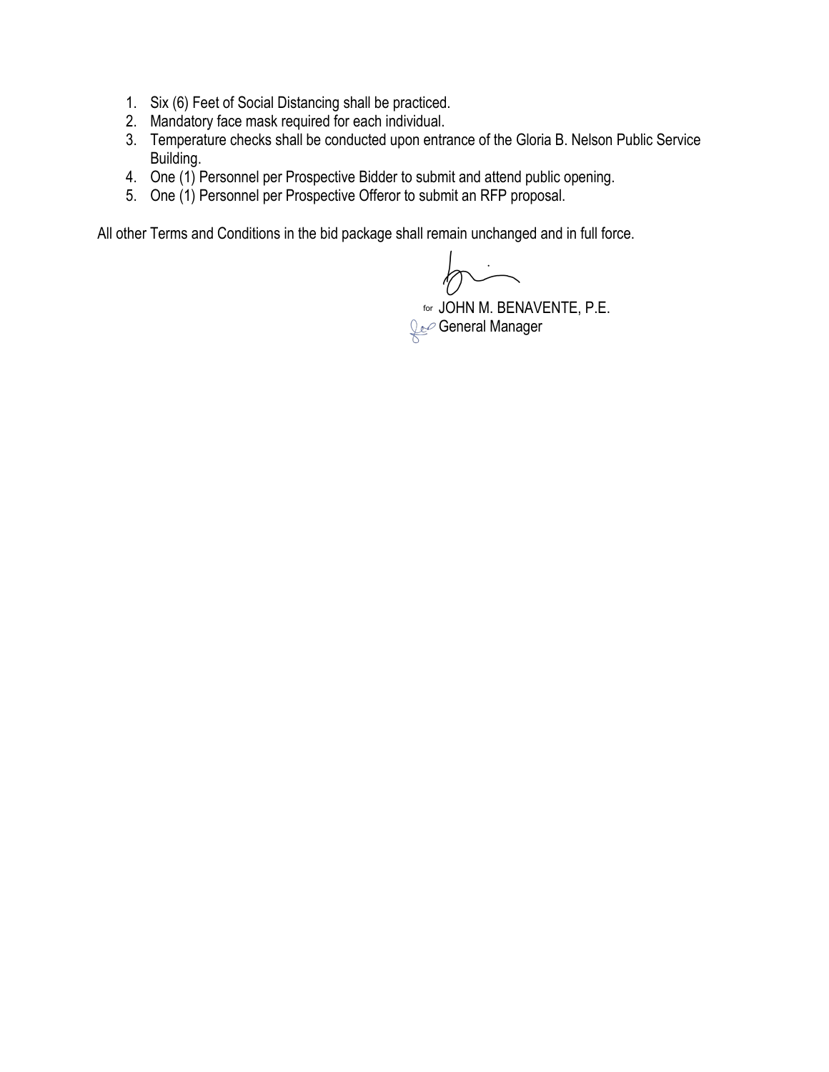1. Six (6) Feet of Social Distancing shall be practiced.
2. Mandatory face mask required for each individual.
3. Temperature checks shall be conducted upon entrance of the Gloria B. Nelson Public Service Building.
4. One (1) Personnel per Prospective Bidder to submit and attend public opening.
5. One (1) Personnel per Prospective Offeror to submit an RFP proposal.

All other Terms and Conditions in the bid package shall remain unchanged and in full force.

for JOHN M. BENAVENTE, P.E.
General Manager